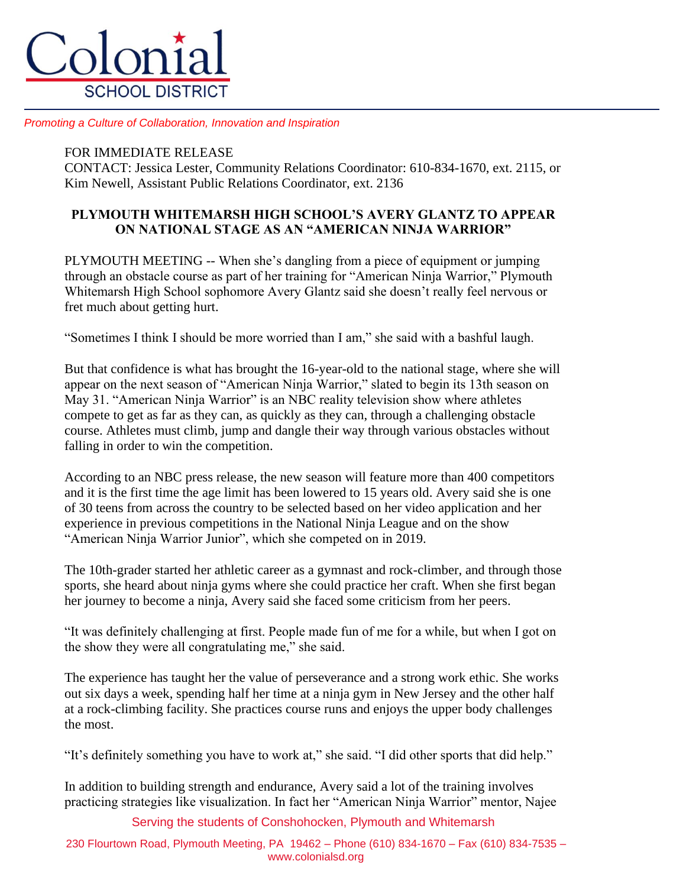# Colonial SCHOOL DISTRICT

*Promoting a Culture of Collaboration, Innovation and Inspiration*

FOR IMMEDIATE RELEASE
CONTACT: Jessica Lester, Community Relations Coordinator: 610-834-1670, ext. 2115, or Kim Newell, Assistant Public Relations Coordinator, ext. 2136

## PLYMOUTH WHITEMARSH HIGH SCHOOL'S AVERY GLANTZ TO APPEAR ON NATIONAL STAGE AS AN "AMERICAN NINJA WARRIOR"

PLYMOUTH MEETING -- When she's dangling from a piece of equipment or jumping through an obstacle course as part of her training for "American Ninja Warrior," Plymouth Whitemarsh High School sophomore Avery Glantz said she doesn't really feel nervous or fret much about getting hurt.

"Sometimes I think I should be more worried than I am," she said with a bashful laugh.

But that confidence is what has brought the 16-year-old to the national stage, where she will appear on the next season of "American Ninja Warrior," slated to begin its 13th season on May 31. "American Ninja Warrior" is an NBC reality television show where athletes compete to get as far as they can, as quickly as they can, through a challenging obstacle course. Athletes must climb, jump and dangle their way through various obstacles without falling in order to win the competition.

According to an NBC press release, the new season will feature more than 400 competitors and it is the first time the age limit has been lowered to 15 years old. Avery said she is one of 30 teens from across the country to be selected based on her video application and her experience in previous competitions in the National Ninja League and on the show "American Ninja Warrior Junior", which she competed on in 2019.

The 10th-grader started her athletic career as a gymnast and rock-climber, and through those sports, she heard about ninja gyms where she could practice her craft. When she first began her journey to become a ninja, Avery said she faced some criticism from her peers.

"It was definitely challenging at first. People made fun of me for a while, but when I got on the show they were all congratulating me," she said.

The experience has taught her the value of perseverance and a strong work ethic. She works out six days a week, spending half her time at a ninja gym in New Jersey and the other half at a rock-climbing facility. She practices course runs and enjoys the upper body challenges the most.

"It's definitely something you have to work at," she said. "I did other sports that did help."

In addition to building strength and endurance, Avery said a lot of the training involves practicing strategies like visualization. In fact her "American Ninja Warrior" mentor, Najee

Serving the students of Conshohocken, Plymouth and Whitemarsh

230 Flourtown Road, Plymouth Meeting, PA 19462 – Phone (610) 834-1670 – Fax (610) 834-7535 – www.colonialsd.org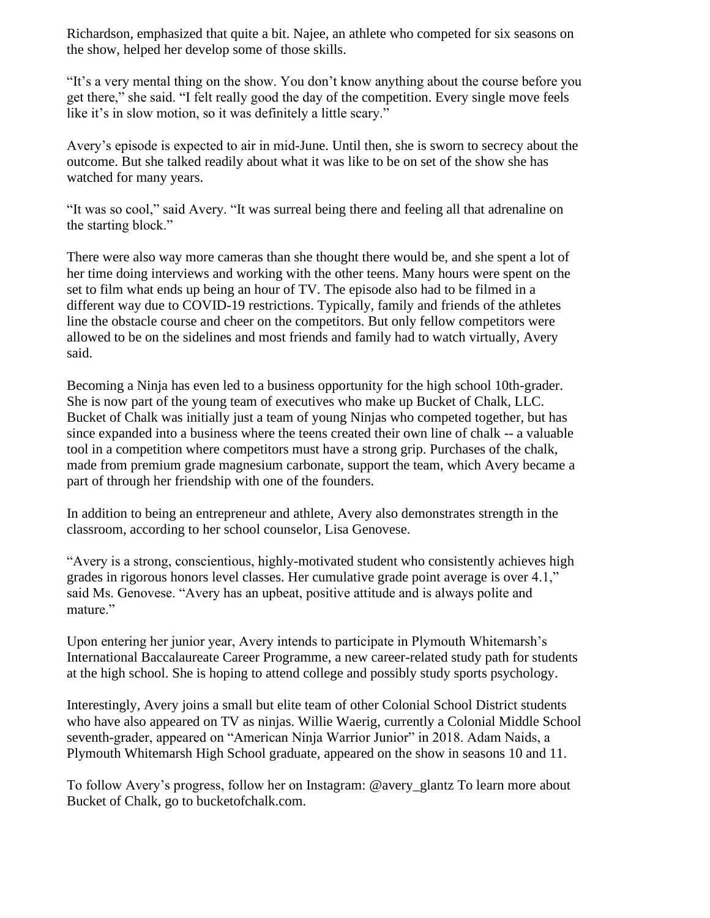Richardson, emphasized that quite a bit. Najee, an athlete who competed for six seasons on the show, helped her develop some of those skills.

"It's a very mental thing on the show. You don't know anything about the course before you get there," she said. "I felt really good the day of the competition. Every single move feels like it's in slow motion, so it was definitely a little scary."

Avery's episode is expected to air in mid-June. Until then, she is sworn to secrecy about the outcome. But she talked readily about what it was like to be on set of the show she has watched for many years.

"It was so cool," said Avery. "It was surreal being there and feeling all that adrenaline on the starting block."

There were also way more cameras than she thought there would be, and she spent a lot of her time doing interviews and working with the other teens. Many hours were spent on the set to film what ends up being an hour of TV. The episode also had to be filmed in a different way due to COVID-19 restrictions. Typically, family and friends of the athletes line the obstacle course and cheer on the competitors. But only fellow competitors were allowed to be on the sidelines and most friends and family had to watch virtually, Avery said.

Becoming a Ninja has even led to a business opportunity for the high school 10th-grader. She is now part of the young team of executives who make up Bucket of Chalk, LLC. Bucket of Chalk was initially just a team of young Ninjas who competed together, but has since expanded into a business where the teens created their own line of chalk -- a valuable tool in a competition where competitors must have a strong grip. Purchases of the chalk, made from premium grade magnesium carbonate, support the team, which Avery became a part of through her friendship with one of the founders.

In addition to being an entrepreneur and athlete, Avery also demonstrates strength in the classroom, according to her school counselor, Lisa Genovese.

"Avery is a strong, conscientious, highly-motivated student who consistently achieves high grades in rigorous honors level classes. Her cumulative grade point average is over 4.1," said Ms. Genovese. "Avery has an upbeat, positive attitude and is always polite and mature."

Upon entering her junior year, Avery intends to participate in Plymouth Whitemarsh's International Baccalaureate Career Programme, a new career-related study path for students at the high school. She is hoping to attend college and possibly study sports psychology.

Interestingly, Avery joins a small but elite team of other Colonial School District students who have also appeared on TV as ninjas. Willie Waerig, currently a Colonial Middle School seventh-grader, appeared on "American Ninja Warrior Junior" in 2018. Adam Naids, a Plymouth Whitemarsh High School graduate, appeared on the show in seasons 10 and 11.

To follow Avery's progress, follow her on Instagram: @avery_glantz To learn more about Bucket of Chalk, go to bucketofchalk.com.